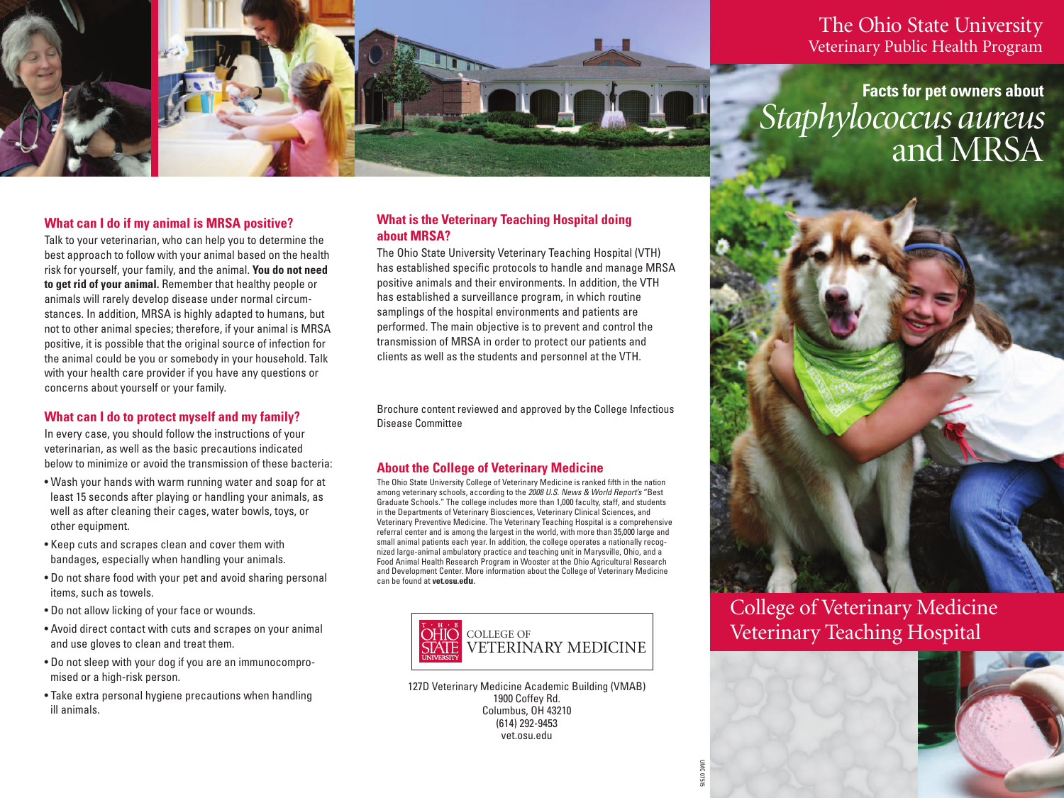# The Ohio State University
Veterinary Public Health Program

## Facts for pet owners about *Staphylococcus aureus* and MRSA

College of Veterinary Medicine
Veterinary Teaching Hospital

### What can I do if my animal is MRSA positive?

Talk to your veterinarian, who can help you to determine the best approach to follow with your animal based on the health risk for yourself, your family, and the animal. **You do not need to get rid of your animal.** Remember that healthy people or animals will rarely develop disease under normal circumstances. In addition, MRSA is highly adapted to humans, but not to other animal species; therefore, if your animal is MRSA positive, it is possible that the original source of infection for the animal could be you or somebody in your household. Talk with your health care provider if you have any questions or concerns about yourself or your family.

### What can I do to protect myself and my family?

In every case, you should follow the instructions of your veterinarian, as well as the basic precautions indicated below to minimize or avoid the transmission of these bacteria:

- Wash your hands with warm running water and soap for at least 15 seconds after playing or handling your animals, as well as after cleaning their cages, water bowls, toys, or other equipment.
- Keep cuts and scrapes clean and cover them with bandages, especially when handling your animals.
- Do not share food with your pet and avoid sharing personal items, such as towels.
- Do not allow licking of your face or wounds.
- Avoid direct contact with cuts and scrapes on your animal and use gloves to clean and treat them.
- Do not sleep with your dog if you are an immunocompromised or a high-risk person.
- Take extra personal hygiene precautions when handling ill animals.

### What is the Veterinary Teaching Hospital doing about MRSA?

The Ohio State University Veterinary Teaching Hospital (VTH) has established specific protocols to handle and manage MRSA positive animals and their environments. In addition, the VTH has established a surveillance program, in which routine samplings of the hospital environments and patients are performed. The main objective is to prevent and control the transmission of MRSA in order to protect our patients and clients as well as the students and personnel at the VTH.

Brochure content reviewed and approved by the College Infectious Disease Committee

### About the College of Veterinary Medicine

The Ohio State University College of Veterinary Medicine is ranked fifth in the nation among veterinary schools, according to the *2008 U.S. News & World Report's* "Best Graduate Schools." The college includes more than 1,000 faculty, staff, and students in the Departments of Veterinary Biosciences, Veterinary Clinical Sciences, and Veterinary Preventive Medicine. The Veterinary Teaching Hospital is a comprehensive referral center and is among the largest in the world, with more than 35,000 large and small animal patients each year. In addition, the college operates a nationally recognized large-animal ambulatory practice and teaching unit in Marysville, Ohio, and a Food Animal Health Research Program in Wooster at the Ohio Agricultural Research and Development Center. More information about the College of Veterinary Medicine can be found at **vet.osu.edu**.

THE OHIO STATE UNIVERSITY
COLLEGE OF VETERINARY MEDICINE

127D Veterinary Medicine Academic Building (VMAB)
1900 Coffey Rd.
Columbus, OH 43210
(614) 292-9453
vet.osu.edu

UMC 07515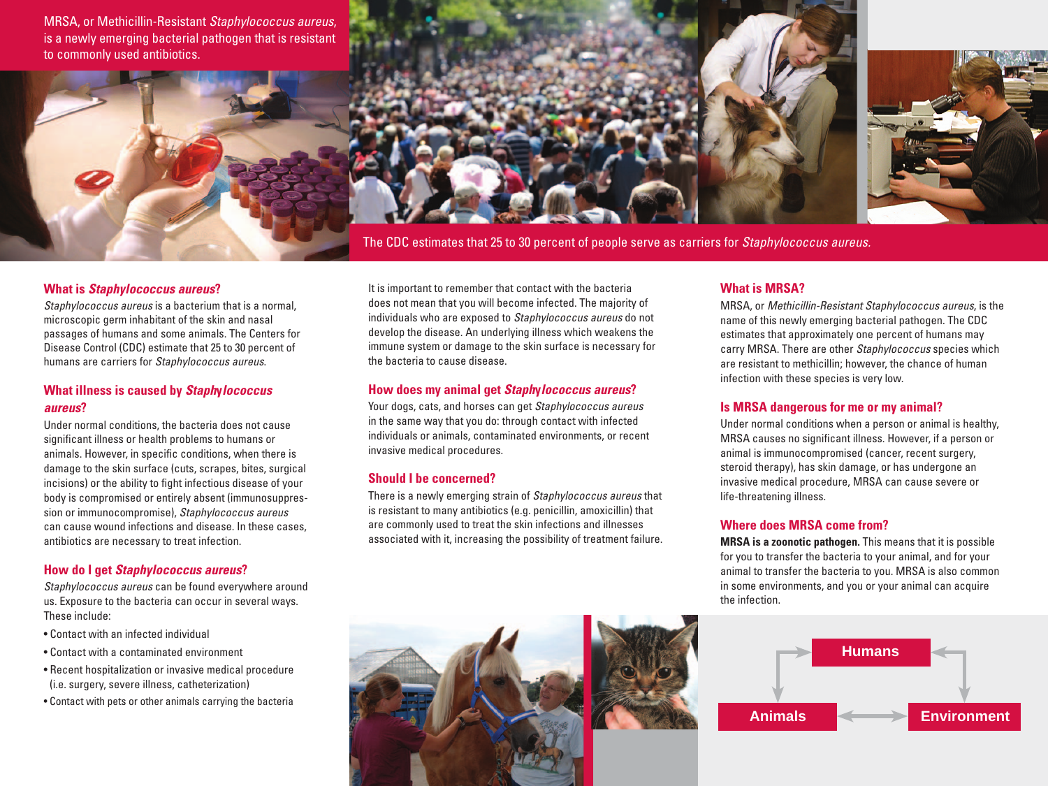MRSA, or Methicillin-Resistant *Staphylococcus aureus*, is a newly emerging bacterial pathogen that is resistant to commonly used antibiotics.

The CDC estimates that 25 to 30 percent of people serve as carriers for *Staphylococcus aureus*.

### What is *Staphylococcus aureus*?

*Staphylococcus aureus* is a bacterium that is a normal, microscopic germ inhabitant of the skin and nasal passages of humans and some animals. The Centers for Disease Control (CDC) estimate that 25 to 30 percent of humans are carriers for *Staphylococcus aureus*.

### What illness is caused by *Staphylococcus aureus*?

Under normal conditions, the bacteria does not cause significant illness or health problems to humans or animals. However, in specific conditions, when there is damage to the skin surface (cuts, scrapes, bites, surgical incisions) or the ability to fight infectious disease of your body is compromised or entirely absent (immunosuppression or immunocompromise), *Staphylococcus aureus* can cause wound infections and disease. In these cases, antibiotics are necessary to treat infection.

### How do I get *Staphylococcus aureus*?

*Staphylococcus aureus* can be found everywhere around us. Exposure to the bacteria can occur in several ways. These include:

- Contact with an infected individual
- Contact with a contaminated environment
- Recent hospitalization or invasive medical procedure (i.e. surgery, severe illness, catheterization)
- Contact with pets or other animals carrying the bacteria

It is important to remember that contact with the bacteria does not mean that you will become infected. The majority of individuals who are exposed to *Staphylococcus aureus* do not develop the disease. An underlying illness which weakens the immune system or damage to the skin surface is necessary for the bacteria to cause disease.

### How does my animal get *Staphylococcus aureus*?

Your dogs, cats, and horses can get *Staphylococcus aureus* in the same way that you do: through contact with infected individuals or animals, contaminated environments, or recent invasive medical procedures.

### Should I be concerned?

There is a newly emerging strain of *Staphylococcus aureus* that is resistant to many antibiotics (e.g. penicillin, amoxicillin) that are commonly used to treat the skin infections and illnesses associated with it, increasing the possibility of treatment failure.

### What is MRSA?

MRSA, or *Methicillin-Resistant Staphylococcus aureus*, is the name of this newly emerging bacterial pathogen. The CDC estimates that approximately one percent of humans may carry MRSA. There are other *Staphylococcus* species which are resistant to methicillin; however, the chance of human infection with these species is very low.

### Is MRSA dangerous for me or my animal?

Under normal conditions when a person or animal is healthy, MRSA causes no significant illness. However, if a person or animal is immunocompromised (cancer, recent surgery, steroid therapy), has skin damage, or has undergone an invasive medical procedure, MRSA can cause severe or life-threatening illness.

### Where does MRSA come from?

**MRSA is a zoonotic pathogen.** This means that it is possible for you to transfer the bacteria to your animal, and for your animal to transfer the bacteria to you. MRSA is also common in some environments, and you or your animal can acquire the infection.

Humans

Animals

Environment